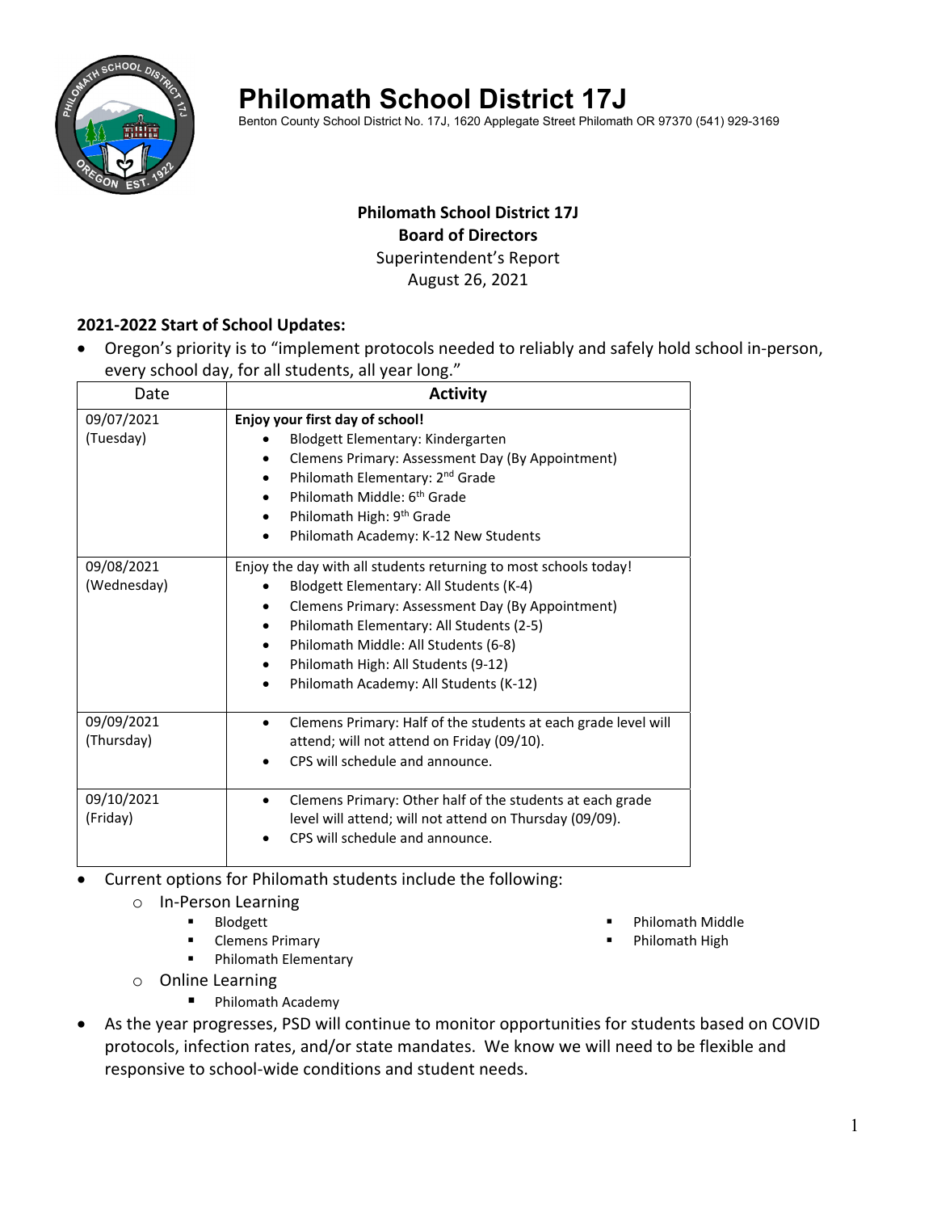# Philomath School District 17J

Benton County School District No. 17J, 1620 Applegate Street Philomath OR 97370 (541) 929-3169

**Philomath School District 17J**
**Board of Directors**
Superintendent's Report
August 26, 2021

**2021-2022 Start of School Updates:**

- Oregon's priority is to "implement protocols needed to reliably and safely hold school in-person, every school day, for all students, all year long."

| Date | Activity |
|---|---|
| 09/07/2021 (Tuesday) | **Enjoy your first day of school!**<br>• Blodgett Elementary: Kindergarten<br>• Clemens Primary: Assessment Day (By Appointment)<br>• Philomath Elementary: 2nd Grade<br>• Philomath Middle: 6th Grade<br>• Philomath High: 9th Grade<br>• Philomath Academy: K-12 New Students |
| 09/08/2021 (Wednesday) | Enjoy the day with all students returning to most schools today!<br>• Blodgett Elementary: All Students (K-4)<br>• Clemens Primary: Assessment Day (By Appointment)<br>• Philomath Elementary: All Students (2-5)<br>• Philomath Middle: All Students (6-8)<br>• Philomath High: All Students (9-12)<br>• Philomath Academy: All Students (K-12) |
| 09/09/2021 (Thursday) | • Clemens Primary: Half of the students at each grade level will attend; will not attend on Friday (09/10).<br>• CPS will schedule and announce. |
| 09/10/2021 (Friday) | • Clemens Primary: Other half of the students at each grade level will attend; will not attend on Thursday (09/09).<br>• CPS will schedule and announce. |

- Current options for Philomath students include the following:
  - In-Person Learning
    - Blodgett
    - Clemens Primary
    - Philomath Elementary
    - Philomath Middle
    - Philomath High
  - Online Learning
    - Philomath Academy
- As the year progresses, PSD will continue to monitor opportunities for students based on COVID protocols, infection rates, and/or state mandates. We know we will need to be flexible and responsive to school-wide conditions and student needs.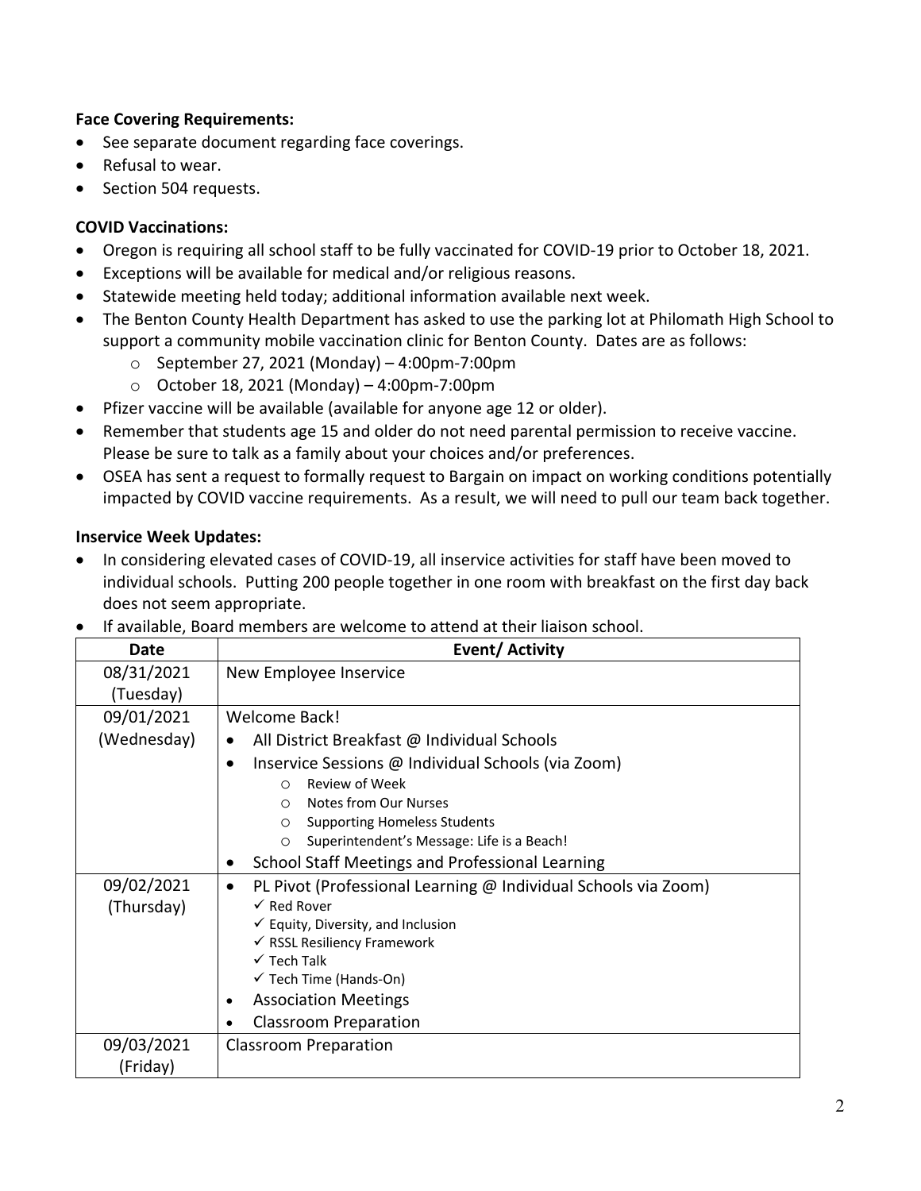**Face Covering Requirements:**

- See separate document regarding face coverings.
- Refusal to wear.
- Section 504 requests.

**COVID Vaccinations:**

- Oregon is requiring all school staff to be fully vaccinated for COVID-19 prior to October 18, 2021.
- Exceptions will be available for medical and/or religious reasons.
- Statewide meeting held today; additional information available next week.
- The Benton County Health Department has asked to use the parking lot at Philomath High School to support a community mobile vaccination clinic for Benton County. Dates are as follows:
  - September 27, 2021 (Monday) – 4:00pm-7:00pm
  - October 18, 2021 (Monday) – 4:00pm-7:00pm
- Pfizer vaccine will be available (available for anyone age 12 or older).
- Remember that students age 15 and older do not need parental permission to receive vaccine. Please be sure to talk as a family about your choices and/or preferences.
- OSEA has sent a request to formally request to Bargain on impact on working conditions potentially impacted by COVID vaccine requirements. As a result, we will need to pull our team back together.

**Inservice Week Updates:**

- In considering elevated cases of COVID-19, all inservice activities for staff have been moved to individual schools. Putting 200 people together in one room with breakfast on the first day back does not seem appropriate.
- If available, Board members are welcome to attend at their liaison school.

| Date | Event/ Activity |
|---|---|
| 08/31/2021 (Tuesday) | New Employee Inservice |
| 09/01/2021 (Wednesday) | Welcome Back!<br>• All District Breakfast @ Individual Schools<br>• Inservice Sessions @ Individual Schools (via Zoom)<br>  o Review of Week<br>  o Notes from Our Nurses<br>  o Supporting Homeless Students<br>  o Superintendent's Message: Life is a Beach!<br>• School Staff Meetings and Professional Learning |
| 09/02/2021 (Thursday) | • PL Pivot (Professional Learning @ Individual Schools via Zoom)<br>  ✓ Red Rover<br>  ✓ Equity, Diversity, and Inclusion<br>  ✓ RSSL Resiliency Framework<br>  ✓ Tech Talk<br>  ✓ Tech Time (Hands-On)<br>• Association Meetings<br>• Classroom Preparation |
| 09/03/2021 (Friday) | Classroom Preparation |